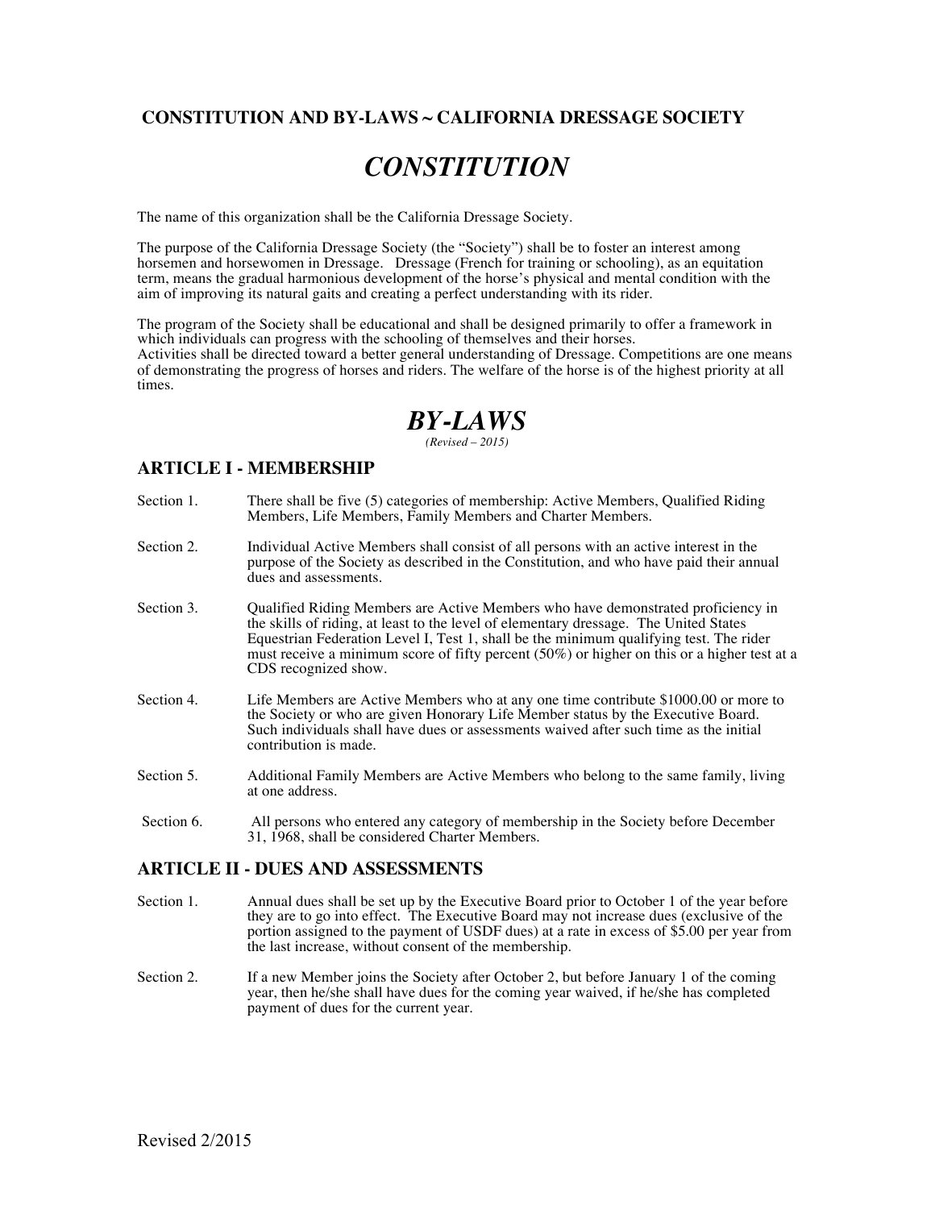**CONSTITUTION AND BY-LAWS ~ CALIFORNIA DRESSAGE SOCIETY**

# *CONSTITUTION*

The name of this organization shall be the California Dressage Society.

The purpose of the California Dressage Society (the "Society") shall be to foster an interest among horsemen and horsewomen in Dressage. Dressage (French for training or schooling), as an equitation term, means the gradual harmonious development of the horse's physical and mental condition with the aim of improving its natural gaits and creating a perfect understanding with its rider.

The program of the Society shall be educational and shall be designed primarily to offer a framework in which individuals can progress with the schooling of themselves and their horses.
Activities shall be directed toward a better general understanding of Dressage. Competitions are one means of demonstrating the progress of horses and riders. The welfare of the horse is of the highest priority at all times.

# *BY-LAWS*

*(Revised – 2015)*

## ARTICLE I - MEMBERSHIP

Section 1. There shall be five (5) categories of membership: Active Members, Qualified Riding Members, Life Members, Family Members and Charter Members.

Section 2. Individual Active Members shall consist of all persons with an active interest in the purpose of the Society as described in the Constitution, and who have paid their annual dues and assessments.

Section 3. Qualified Riding Members are Active Members who have demonstrated proficiency in the skills of riding, at least to the level of elementary dressage. The United States Equestrian Federation Level I, Test 1, shall be the minimum qualifying test. The rider must receive a minimum score of fifty percent (50%) or higher on this or a higher test at a CDS recognized show.

Section 4. Life Members are Active Members who at any one time contribute $1000.00 or more to the Society or who are given Honorary Life Member status by the Executive Board. Such individuals shall have dues or assessments waived after such time as the initial contribution is made.

Section 5. Additional Family Members are Active Members who belong to the same family, living at one address.

Section 6. All persons who entered any category of membership in the Society before December 31, 1968, shall be considered Charter Members.

## ARTICLE II - DUES AND ASSESSMENTS

Section 1. Annual dues shall be set up by the Executive Board prior to October 1 of the year before they are to go into effect. The Executive Board may not increase dues (exclusive of the portion assigned to the payment of USDF dues) at a rate in excess of $5.00 per year from the last increase, without consent of the membership.

Section 2. If a new Member joins the Society after October 2, but before January 1 of the coming year, then he/she shall have dues for the coming year waived, if he/she has completed payment of dues for the current year.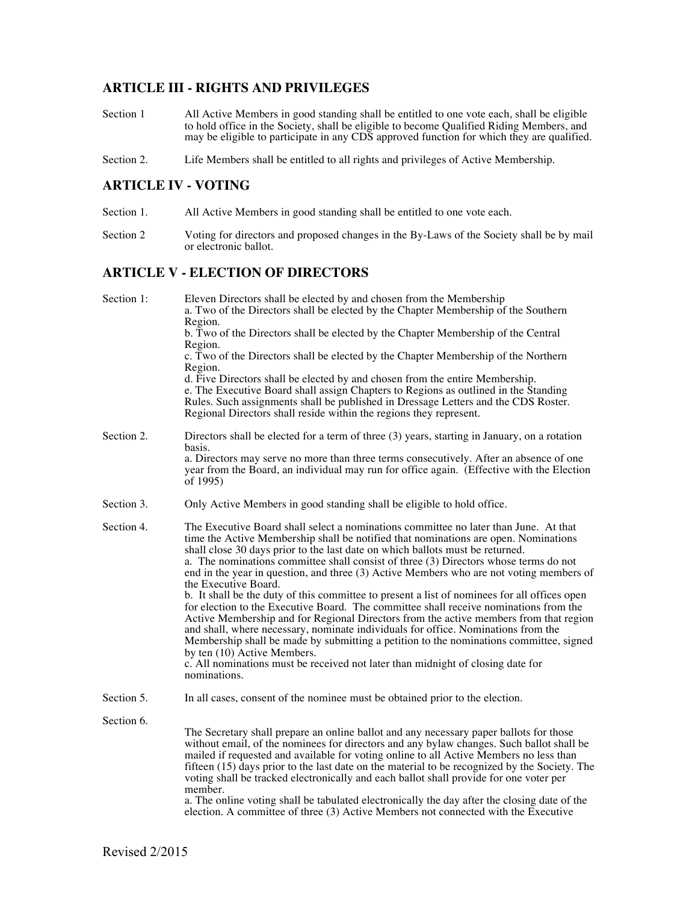## ARTICLE III - RIGHTS AND PRIVILEGES

Section 1 All Active Members in good standing shall be entitled to one vote each, shall be eligible to hold office in the Society, shall be eligible to become Qualified Riding Members, and may be eligible to participate in any CDS approved function for which they are qualified.

Section 2. Life Members shall be entitled to all rights and privileges of Active Membership.

## ARTICLE IV - VOTING

Section 1. All Active Members in good standing shall be entitled to one vote each.

Section 2 Voting for directors and proposed changes in the By-Laws of the Society shall be by mail or electronic ballot.

## ARTICLE V - ELECTION OF DIRECTORS

Section 1: Eleven Directors shall be elected by and chosen from the Membership

a. Two of the Directors shall be elected by the Chapter Membership of the Southern Region.

b. Two of the Directors shall be elected by the Chapter Membership of the Central Region.

c. Two of the Directors shall be elected by the Chapter Membership of the Northern Region.

d. Five Directors shall be elected by and chosen from the entire Membership.

e. The Executive Board shall assign Chapters to Regions as outlined in the Standing Rules. Such assignments shall be published in Dressage Letters and the CDS Roster. Regional Directors shall reside within the regions they represent.

Section 2. Directors shall be elected for a term of three (3) years, starting in January, on a rotation basis.

a. Directors may serve no more than three terms consecutively. After an absence of one year from the Board, an individual may run for office again. (Effective with the Election of 1995)

Section 3. Only Active Members in good standing shall be eligible to hold office.

Section 4. The Executive Board shall select a nominations committee no later than June. At that time the Active Membership shall be notified that nominations are open. Nominations shall close 30 days prior to the last date on which ballots must be returned.

a. The nominations committee shall consist of three (3) Directors whose terms do not end in the year in question, and three (3) Active Members who are not voting members of the Executive Board.

b. It shall be the duty of this committee to present a list of nominees for all offices open for election to the Executive Board. The committee shall receive nominations from the Active Membership and for Regional Directors from the active members from that region and shall, where necessary, nominate individuals for office. Nominations from the Membership shall be made by submitting a petition to the nominations committee, signed by ten (10) Active Members.

c. All nominations must be received not later than midnight of closing date for nominations.

Section 5. In all cases, consent of the nominee must be obtained prior to the election.

Section 6.

The Secretary shall prepare an online ballot and any necessary paper ballots for those without email, of the nominees for directors and any bylaw changes. Such ballot shall be mailed if requested and available for voting online to all Active Members no less than fifteen (15) days prior to the last date on the material to be recognized by the Society. The voting shall be tracked electronically and each ballot shall provide for one voter per member.

a. The online voting shall be tabulated electronically the day after the closing date of the election. A committee of three (3) Active Members not connected with the Executive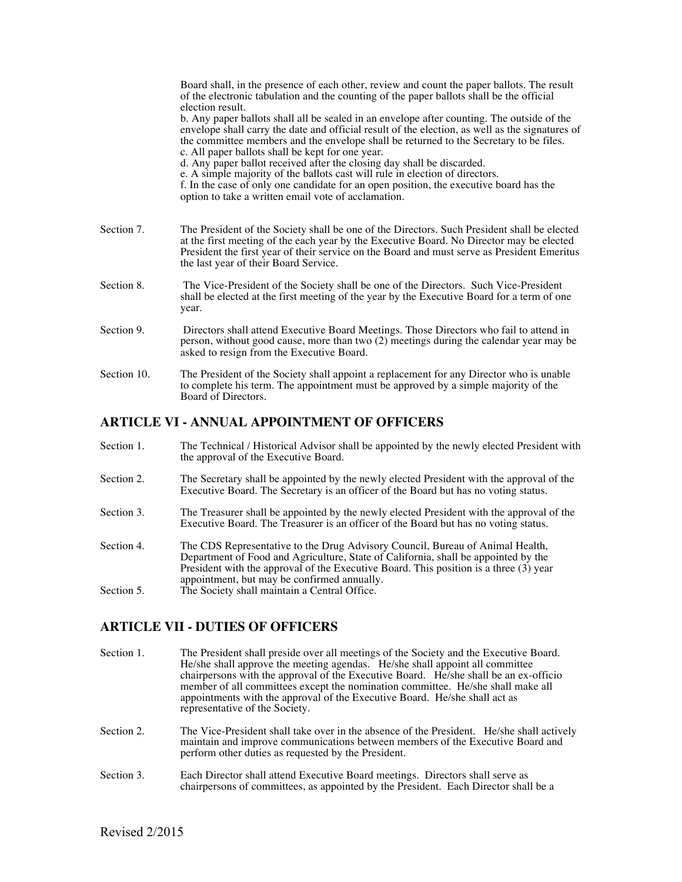Board shall, in the presence of each other, review and count the paper ballots. The result of the electronic tabulation and the counting of the paper ballots shall be the official election result.

b. Any paper ballots shall all be sealed in an envelope after counting. The outside of the envelope shall carry the date and official result of the election, as well as the signatures of the committee members and the envelope shall be returned to the Secretary to be files.

c. All paper ballots shall be kept for one year.

d. Any paper ballot received after the closing day shall be discarded.

e. A simple majority of the ballots cast will rule in election of directors.

f. In the case of only one candidate for an open position, the executive board has the option to take a written email vote of acclamation.

Section 7. The President of the Society shall be one of the Directors. Such President shall be elected at the first meeting of the each year by the Executive Board. No Director may be elected President the first year of their service on the Board and must serve as President Emeritus the last year of their Board Service.

Section 8. The Vice-President of the Society shall be one of the Directors. Such Vice-President shall be elected at the first meeting of the year by the Executive Board for a term of one year.

Section 9. Directors shall attend Executive Board Meetings. Those Directors who fail to attend in person, without good cause, more than two (2) meetings during the calendar year may be asked to resign from the Executive Board.

Section 10. The President of the Society shall appoint a replacement for any Director who is unable to complete his term. The appointment must be approved by a simple majority of the Board of Directors.

## ARTICLE VI - ANNUAL APPOINTMENT OF OFFICERS

Section 1. The Technical / Historical Advisor shall be appointed by the newly elected President with the approval of the Executive Board.

Section 2. The Secretary shall be appointed by the newly elected President with the approval of the Executive Board. The Secretary is an officer of the Board but has no voting status.

Section 3. The Treasurer shall be appointed by the newly elected President with the approval of the Executive Board. The Treasurer is an officer of the Board but has no voting status.

Section 4. The CDS Representative to the Drug Advisory Council, Bureau of Animal Health, Department of Food and Agriculture, State of California, shall be appointed by the President with the approval of the Executive Board. This position is a three (3) year appointment, but may be confirmed annually.

Section 5. The Society shall maintain a Central Office.

## ARTICLE VII - DUTIES OF OFFICERS

Section 1. The President shall preside over all meetings of the Society and the Executive Board. He/she shall approve the meeting agendas. He/she shall appoint all committee chairpersons with the approval of the Executive Board. He/she shall be an ex-officio member of all committees except the nomination committee. He/she shall make all appointments with the approval of the Executive Board. He/she shall act as representative of the Society.

Section 2. The Vice-President shall take over in the absence of the President. He/she shall actively maintain and improve communications between members of the Executive Board and perform other duties as requested by the President.

Section 3. Each Director shall attend Executive Board meetings. Directors shall serve as chairpersons of committees, as appointed by the President. Each Director shall be a

Revised 2/2015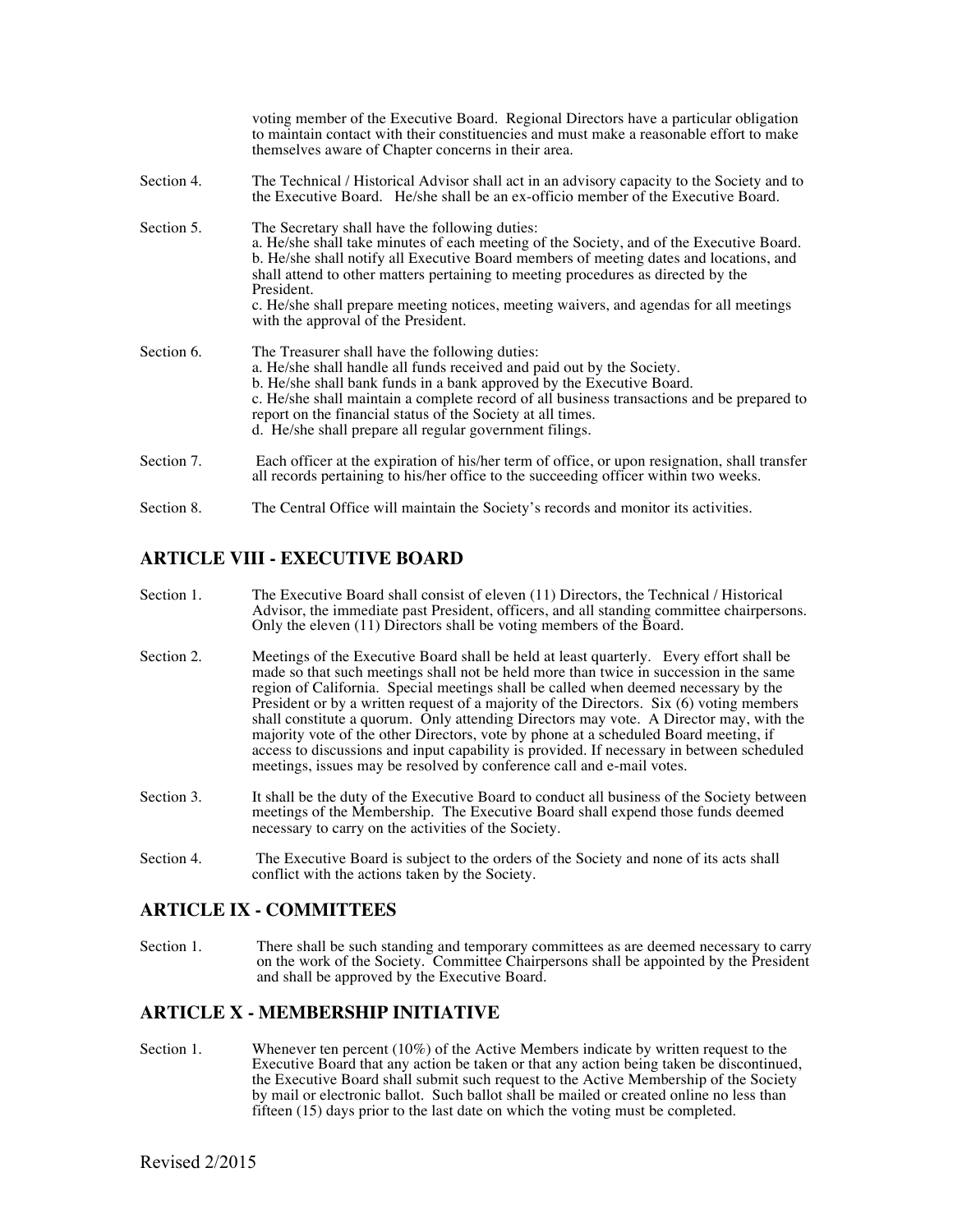voting member of the Executive Board. Regional Directors have a particular obligation to maintain contact with their constituencies and must make a reasonable effort to make themselves aware of Chapter concerns in their area.

Section 4. The Technical / Historical Advisor shall act in an advisory capacity to the Society and to the Executive Board. He/she shall be an ex-officio member of the Executive Board.

Section 5. The Secretary shall have the following duties:
a. He/she shall take minutes of each meeting of the Society, and of the Executive Board.
b. He/she shall notify all Executive Board members of meeting dates and locations, and shall attend to other matters pertaining to meeting procedures as directed by the President.
c. He/she shall prepare meeting notices, meeting waivers, and agendas for all meetings with the approval of the President.

Section 6. The Treasurer shall have the following duties:
a. He/she shall handle all funds received and paid out by the Society.
b. He/she shall bank funds in a bank approved by the Executive Board.
c. He/she shall maintain a complete record of all business transactions and be prepared to report on the financial status of the Society at all times.
d. He/she shall prepare all regular government filings.

Section 7. Each officer at the expiration of his/her term of office, or upon resignation, shall transfer all records pertaining to his/her office to the succeeding officer within two weeks.

Section 8. The Central Office will maintain the Society's records and monitor its activities.

## ARTICLE VIII - EXECUTIVE BOARD

Section 1. The Executive Board shall consist of eleven (11) Directors, the Technical / Historical Advisor, the immediate past President, officers, and all standing committee chairpersons. Only the eleven (11) Directors shall be voting members of the Board.

Section 2. Meetings of the Executive Board shall be held at least quarterly. Every effort shall be made so that such meetings shall not be held more than twice in succession in the same region of California. Special meetings shall be called when deemed necessary by the President or by a written request of a majority of the Directors. Six (6) voting members shall constitute a quorum. Only attending Directors may vote. A Director may, with the majority vote of the other Directors, vote by phone at a scheduled Board meeting, if access to discussions and input capability is provided. If necessary in between scheduled meetings, issues may be resolved by conference call and e-mail votes.

Section 3. It shall be the duty of the Executive Board to conduct all business of the Society between meetings of the Membership. The Executive Board shall expend those funds deemed necessary to carry on the activities of the Society.

Section 4. The Executive Board is subject to the orders of the Society and none of its acts shall conflict with the actions taken by the Society.

## ARTICLE IX - COMMITTEES

Section 1. There shall be such standing and temporary committees as are deemed necessary to carry on the work of the Society. Committee Chairpersons shall be appointed by the President and shall be approved by the Executive Board.

## ARTICLE X - MEMBERSHIP INITIATIVE

Section 1. Whenever ten percent (10%) of the Active Members indicate by written request to the Executive Board that any action be taken or that any action being taken be discontinued, the Executive Board shall submit such request to the Active Membership of the Society by mail or electronic ballot. Such ballot shall be mailed or created online no less than fifteen (15) days prior to the last date on which the voting must be completed.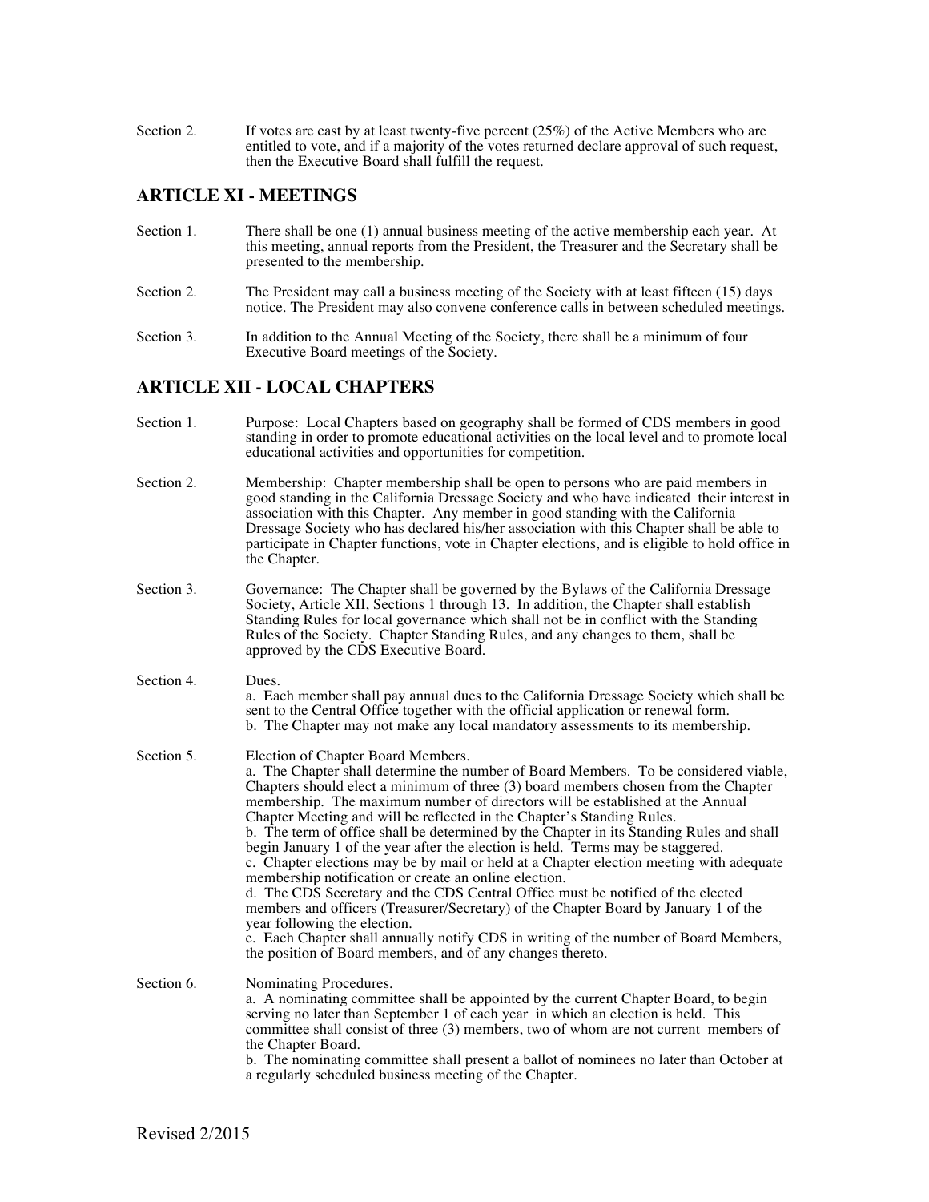Section 2. If votes are cast by at least twenty-five percent (25%) of the Active Members who are entitled to vote, and if a majority of the votes returned declare approval of such request, then the Executive Board shall fulfill the request.

## ARTICLE XI - MEETINGS

Section 1. There shall be one (1) annual business meeting of the active membership each year. At this meeting, annual reports from the President, the Treasurer and the Secretary shall be presented to the membership.

Section 2. The President may call a business meeting of the Society with at least fifteen (15) days notice. The President may also convene conference calls in between scheduled meetings.

Section 3. In addition to the Annual Meeting of the Society, there shall be a minimum of four Executive Board meetings of the Society.

## ARTICLE XII - LOCAL CHAPTERS

Section 1. Purpose: Local Chapters based on geography shall be formed of CDS members in good standing in order to promote educational activities on the local level and to promote local educational activities and opportunities for competition.

Section 2. Membership: Chapter membership shall be open to persons who are paid members in good standing in the California Dressage Society and who have indicated their interest in association with this Chapter. Any member in good standing with the California Dressage Society who has declared his/her association with this Chapter shall be able to participate in Chapter functions, vote in Chapter elections, and is eligible to hold office in the Chapter.

Section 3. Governance: The Chapter shall be governed by the Bylaws of the California Dressage Society, Article XII, Sections 1 through 13. In addition, the Chapter shall establish Standing Rules for local governance which shall not be in conflict with the Standing Rules of the Society. Chapter Standing Rules, and any changes to them, shall be approved by the CDS Executive Board.

Section 4. Dues.
a. Each member shall pay annual dues to the California Dressage Society which shall be sent to the Central Office together with the official application or renewal form.
b. The Chapter may not make any local mandatory assessments to its membership.

Section 5. Election of Chapter Board Members.
a. The Chapter shall determine the number of Board Members. To be considered viable, Chapters should elect a minimum of three (3) board members chosen from the Chapter membership. The maximum number of directors will be established at the Annual Chapter Meeting and will be reflected in the Chapter's Standing Rules.
b. The term of office shall be determined by the Chapter in its Standing Rules and shall begin January 1 of the year after the election is held. Terms may be staggered.
c. Chapter elections may be by mail or held at a Chapter election meeting with adequate membership notification or create an online election.
d. The CDS Secretary and the CDS Central Office must be notified of the elected members and officers (Treasurer/Secretary) of the Chapter Board by January 1 of the year following the election.
e. Each Chapter shall annually notify CDS in writing of the number of Board Members, the position of Board members, and of any changes thereto.

Section 6. Nominating Procedures.
a. A nominating committee shall be appointed by the current Chapter Board, to begin serving no later than September 1 of each year in which an election is held. This committee shall consist of three (3) members, two of whom are not current members of the Chapter Board.
b. The nominating committee shall present a ballot of nominees no later than October at a regularly scheduled business meeting of the Chapter.

Revised 2/2015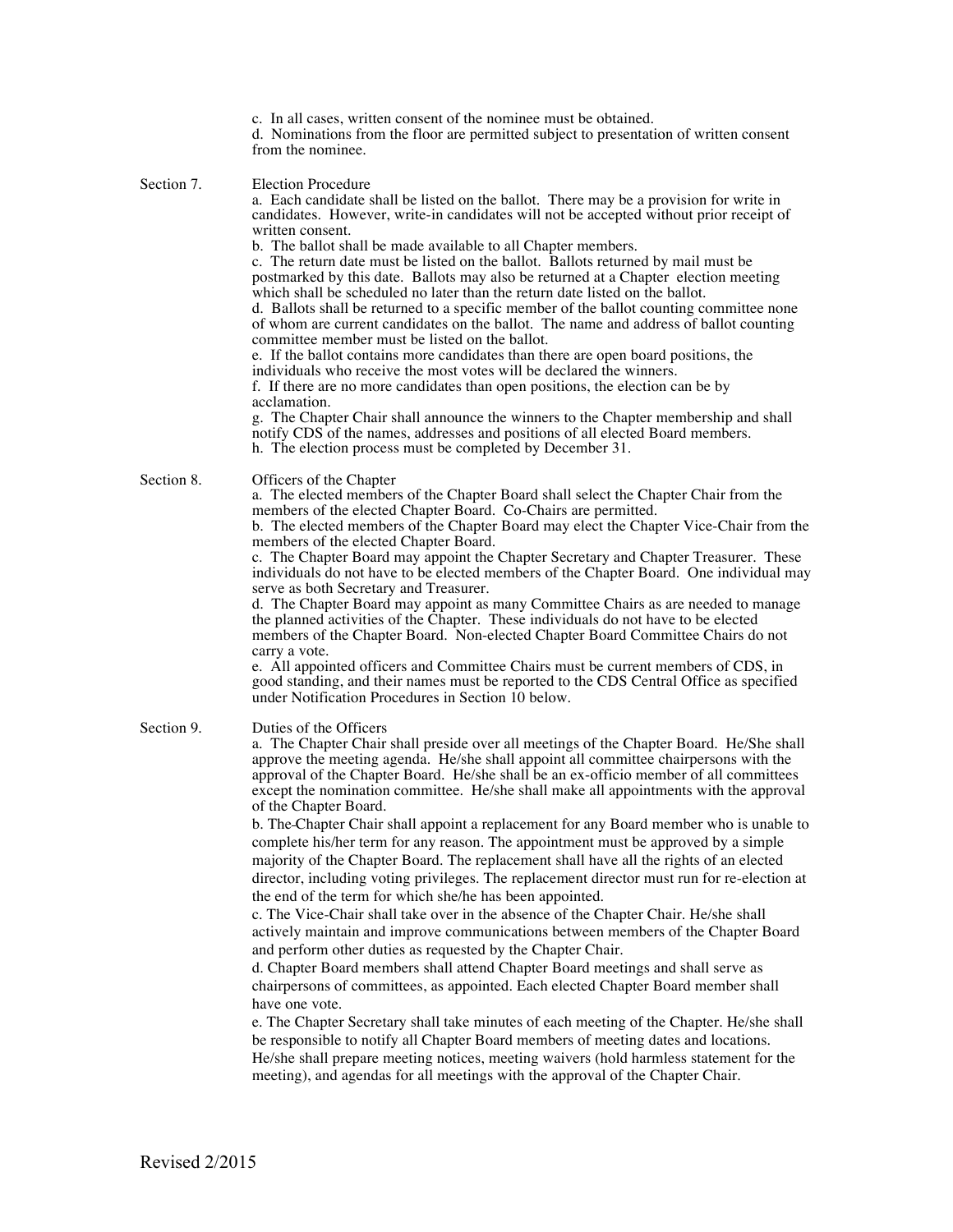c. In all cases, written consent of the nominee must be obtained.
d. Nominations from the floor are permitted subject to presentation of written consent from the nominee.

Section 7. Election Procedure

a. Each candidate shall be listed on the ballot. There may be a provision for write in candidates. However, write-in candidates will not be accepted without prior receipt of written consent.
b. The ballot shall be made available to all Chapter members.
c. The return date must be listed on the ballot. Ballots returned by mail must be postmarked by this date. Ballots may also be returned at a Chapter election meeting which shall be scheduled no later than the return date listed on the ballot.
d. Ballots shall be returned to a specific member of the ballot counting committee none of whom are current candidates on the ballot. The name and address of ballot counting committee member must be listed on the ballot.
e. If the ballot contains more candidates than there are open board positions, the individuals who receive the most votes will be declared the winners.
f. If there are no more candidates than open positions, the election can be by acclamation.
g. The Chapter Chair shall announce the winners to the Chapter membership and shall notify CDS of the names, addresses and positions of all elected Board members.
h. The election process must be completed by December 31.

Section 8. Officers of the Chapter

a. The elected members of the Chapter Board shall select the Chapter Chair from the members of the elected Chapter Board. Co-Chairs are permitted.
b. The elected members of the Chapter Board may elect the Chapter Vice-Chair from the members of the elected Chapter Board.
c. The Chapter Board may appoint the Chapter Secretary and Chapter Treasurer. These individuals do not have to be elected members of the Chapter Board. One individual may serve as both Secretary and Treasurer.
d. The Chapter Board may appoint as many Committee Chairs as are needed to manage the planned activities of the Chapter. These individuals do not have to be elected members of the Chapter Board. Non-elected Chapter Board Committee Chairs do not carry a vote.
e. All appointed officers and Committee Chairs must be current members of CDS, in good standing, and their names must be reported to the CDS Central Office as specified under Notification Procedures in Section 10 below.

Section 9. Duties of the Officers

a. The Chapter Chair shall preside over all meetings of the Chapter Board. He/She shall approve the meeting agenda. He/she shall appoint all committee chairpersons with the approval of the Chapter Board. He/she shall be an ex-officio member of all committees except the nomination committee. He/she shall make all appointments with the approval of the Chapter Board.
b. The Chapter Chair shall appoint a replacement for any Board member who is unable to complete his/her term for any reason. The appointment must be approved by a simple majority of the Chapter Board. The replacement shall have all the rights of an elected director, including voting privileges. The replacement director must run for re-election at the end of the term for which she/he has been appointed.
c. The Vice-Chair shall take over in the absence of the Chapter Chair. He/she shall actively maintain and improve communications between members of the Chapter Board and perform other duties as requested by the Chapter Chair.
d. Chapter Board members shall attend Chapter Board meetings and shall serve as chairpersons of committees, as appointed. Each elected Chapter Board member shall have one vote.
e. The Chapter Secretary shall take minutes of each meeting of the Chapter. He/she shall be responsible to notify all Chapter Board members of meeting dates and locations. He/she shall prepare meeting notices, meeting waivers (hold harmless statement for the meeting), and agendas for all meetings with the approval of the Chapter Chair.

Revised 2/2015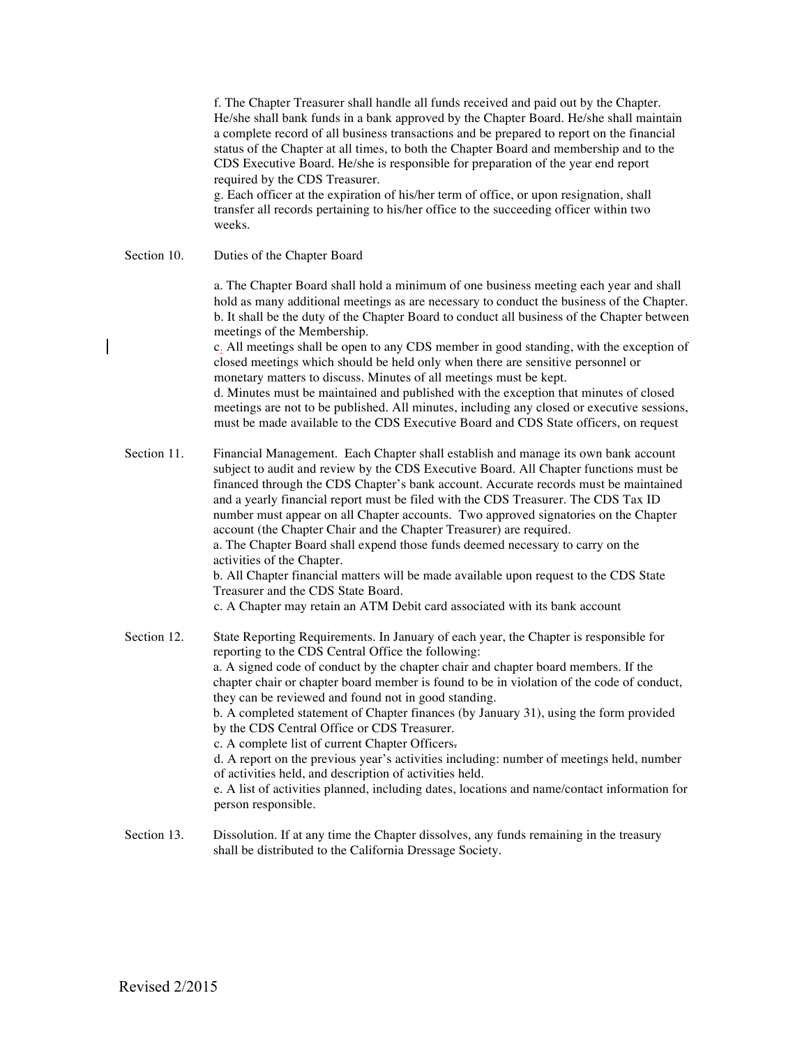f. The Chapter Treasurer shall handle all funds received and paid out by the Chapter. He/she shall bank funds in a bank approved by the Chapter Board. He/she shall maintain a complete record of all business transactions and be prepared to report on the financial status of the Chapter at all times, to both the Chapter Board and membership and to the CDS Executive Board. He/she is responsible for preparation of the year end report required by the CDS Treasurer.
g. Each officer at the expiration of his/her term of office, or upon resignation, shall transfer all records pertaining to his/her office to the succeeding officer within two weeks.

Section 10. Duties of the Chapter Board

a. The Chapter Board shall hold a minimum of one business meeting each year and shall hold as many additional meetings as are necessary to conduct the business of the Chapter.
b. It shall be the duty of the Chapter Board to conduct all business of the Chapter between meetings of the Membership.
c. All meetings shall be open to any CDS member in good standing, with the exception of closed meetings which should be held only when there are sensitive personnel or monetary matters to discuss. Minutes of all meetings must be kept.
d. Minutes must be maintained and published with the exception that minutes of closed meetings are not to be published. All minutes, including any closed or executive sessions, must be made available to the CDS Executive Board and CDS State officers, on request

Section 11. Financial Management. Each Chapter shall establish and manage its own bank account subject to audit and review by the CDS Executive Board. All Chapter functions must be financed through the CDS Chapter's bank account. Accurate records must be maintained and a yearly financial report must be filed with the CDS Treasurer. The CDS Tax ID number must appear on all Chapter accounts. Two approved signatories on the Chapter account (the Chapter Chair and the Chapter Treasurer) are required.
a. The Chapter Board shall expend those funds deemed necessary to carry on the activities of the Chapter.
b. All Chapter financial matters will be made available upon request to the CDS State Treasurer and the CDS State Board.
c. A Chapter may retain an ATM Debit card associated with its bank account

Section 12. State Reporting Requirements. In January of each year, the Chapter is responsible for reporting to the CDS Central Office the following:
a. A signed code of conduct by the chapter chair and chapter board members. If the chapter chair or chapter board member is found to be in violation of the code of conduct, they can be reviewed and found not in good standing.
b. A completed statement of Chapter finances (by January 31), using the form provided by the CDS Central Office or CDS Treasurer.
c. A complete list of current Chapter Officers.
d. A report on the previous year's activities including: number of meetings held, number of activities held, and description of activities held.
e. A list of activities planned, including dates, locations and name/contact information for person responsible.

Section 13. Dissolution. If at any time the Chapter dissolves, any funds remaining in the treasury shall be distributed to the California Dressage Society.

Revised 2/2015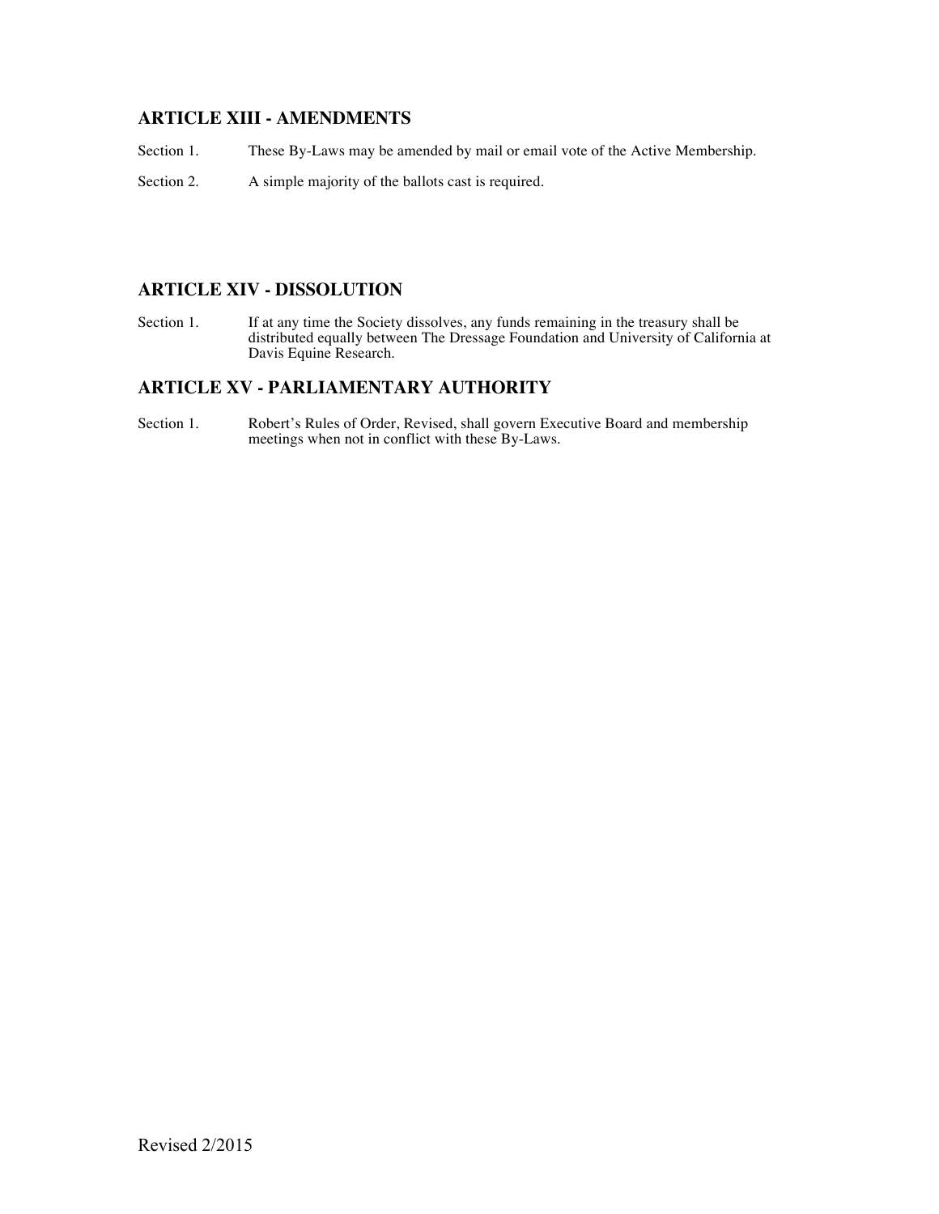## ARTICLE XIII - AMENDMENTS

Section 1. These By-Laws may be amended by mail or email vote of the Active Membership.

Section 2. A simple majority of the ballots cast is required.

## ARTICLE XIV - DISSOLUTION

Section 1. If at any time the Society dissolves, any funds remaining in the treasury shall be distributed equally between The Dressage Foundation and University of California at Davis Equine Research.

## ARTICLE XV - PARLIAMENTARY AUTHORITY

Section 1. Robert's Rules of Order, Revised, shall govern Executive Board and membership meetings when not in conflict with these By-Laws.

Revised 2/2015